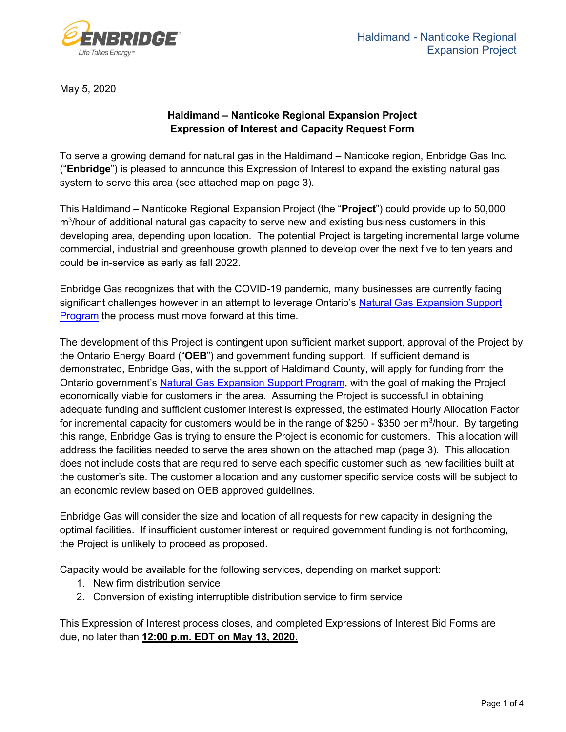May 5, 2020

**Haldimand – Nanticoke Regional Expansion Project**
**Expression of Interest and Capacity Request Form**

To serve a growing demand for natural gas in the Haldimand – Nanticoke region, Enbridge Gas Inc. ("**Enbridge**") is pleased to announce this Expression of Interest to expand the existing natural gas system to serve this area (see attached map on page 3).

This Haldimand – Nanticoke Regional Expansion Project (the "**Project**") could provide up to 50,000 $m^3$/hour of additional natural gas capacity to serve new and existing business customers in this developing area, depending upon location. The potential Project is targeting incremental large volume commercial, industrial and greenhouse growth planned to develop over the next five to ten years and could be in-service as early as fall 2022.

Enbridge Gas recognizes that with the COVID-19 pandemic, many businesses are currently facing significant challenges however in an attempt to leverage Ontario's Natural Gas Expansion Support Program the process must move forward at this time.

The development of this Project is contingent upon sufficient market support, approval of the Project by the Ontario Energy Board ("**OEB**") and government funding support. If sufficient demand is demonstrated, Enbridge Gas, with the support of Haldimand County, will apply for funding from the Ontario government's Natural Gas Expansion Support Program, with the goal of making the Project economically viable for customers in the area. Assuming the Project is successful in obtaining adequate funding and sufficient customer interest is expressed, the estimated Hourly Allocation Factor for incremental capacity for customers would be in the range of $250 - $350 per $m^3$/hour. By targeting this range, Enbridge Gas is trying to ensure the Project is economic for customers. This allocation will address the facilities needed to serve the area shown on the attached map (page 3). This allocation does not include costs that are required to serve each specific customer such as new facilities built at the customer's site. The customer allocation and any customer specific service costs will be subject to an economic review based on OEB approved guidelines.

Enbridge Gas will consider the size and location of all requests for new capacity in designing the optimal facilities. If insufficient customer interest or required government funding is not forthcoming, the Project is unlikely to proceed as proposed.

Capacity would be available for the following services, depending on market support:

1. New firm distribution service
2. Conversion of existing interruptible distribution service to firm service

This Expression of Interest process closes, and completed Expressions of Interest Bid Forms are due, no later than **12:00 p.m. EDT on May 13, 2020.**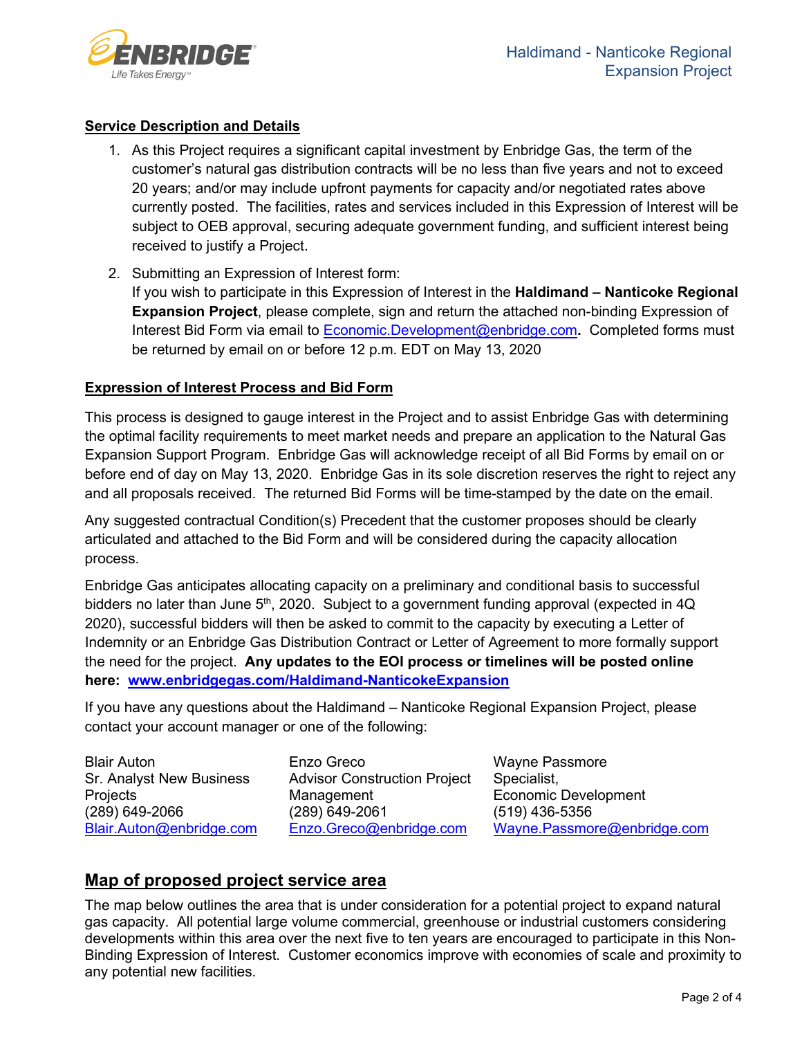## Service Description and Details

1. As this Project requires a significant capital investment by Enbridge Gas, the term of the customer's natural gas distribution contracts will be no less than five years and not to exceed 20 years; and/or may include upfront payments for capacity and/or negotiated rates above currently posted. The facilities, rates and services included in this Expression of Interest will be subject to OEB approval, securing adequate government funding, and sufficient interest being received to justify a Project.
2. Submitting an Expression of Interest form:
   If you wish to participate in this Expression of Interest in the **Haldimand – Nanticoke Regional Expansion Project**, please complete, sign and return the attached non-binding Expression of Interest Bid Form via email to Economic.Development@enbridge.com**.** Completed forms must be returned by email on or before 12 p.m. EDT on May 13, 2020

## Expression of Interest Process and Bid Form

This process is designed to gauge interest in the Project and to assist Enbridge Gas with determining the optimal facility requirements to meet market needs and prepare an application to the Natural Gas Expansion Support Program. Enbridge Gas will acknowledge receipt of all Bid Forms by email on or before end of day on May 13, 2020. Enbridge Gas in its sole discretion reserves the right to reject any and all proposals received. The returned Bid Forms will be time-stamped by the date on the email.

Any suggested contractual Condition(s) Precedent that the customer proposes should be clearly articulated and attached to the Bid Form and will be considered during the capacity allocation process.

Enbridge Gas anticipates allocating capacity on a preliminary and conditional basis to successful bidders no later than June 5th, 2020. Subject to a government funding approval (expected in 4Q 2020), successful bidders will then be asked to commit to the capacity by executing a Letter of Indemnity or an Enbridge Gas Distribution Contract or Letter of Agreement to more formally support the need for the project. **Any updates to the EOI process or timelines will be posted online here: www.enbridgegas.com/Haldimand-NanticokeExpansion**

If you have any questions about the Haldimand – Nanticoke Regional Expansion Project, please contact your account manager or one of the following:

Blair Auton
Sr. Analyst New Business Projects
(289) 649-2066
Blair.Auton@enbridge.com

Enzo Greco
Advisor Construction Project Management
(289) 649-2061
Enzo.Greco@enbridge.com

Wayne Passmore
Specialist,
Economic Development
(519) 436-5356
Wayne.Passmore@enbridge.com

## Map of proposed project service area

The map below outlines the area that is under consideration for a potential project to expand natural gas capacity. All potential large volume commercial, greenhouse or industrial customers considering developments within this area over the next five to ten years are encouraged to participate in this Non-Binding Expression of Interest. Customer economics improve with economies of scale and proximity to any potential new facilities.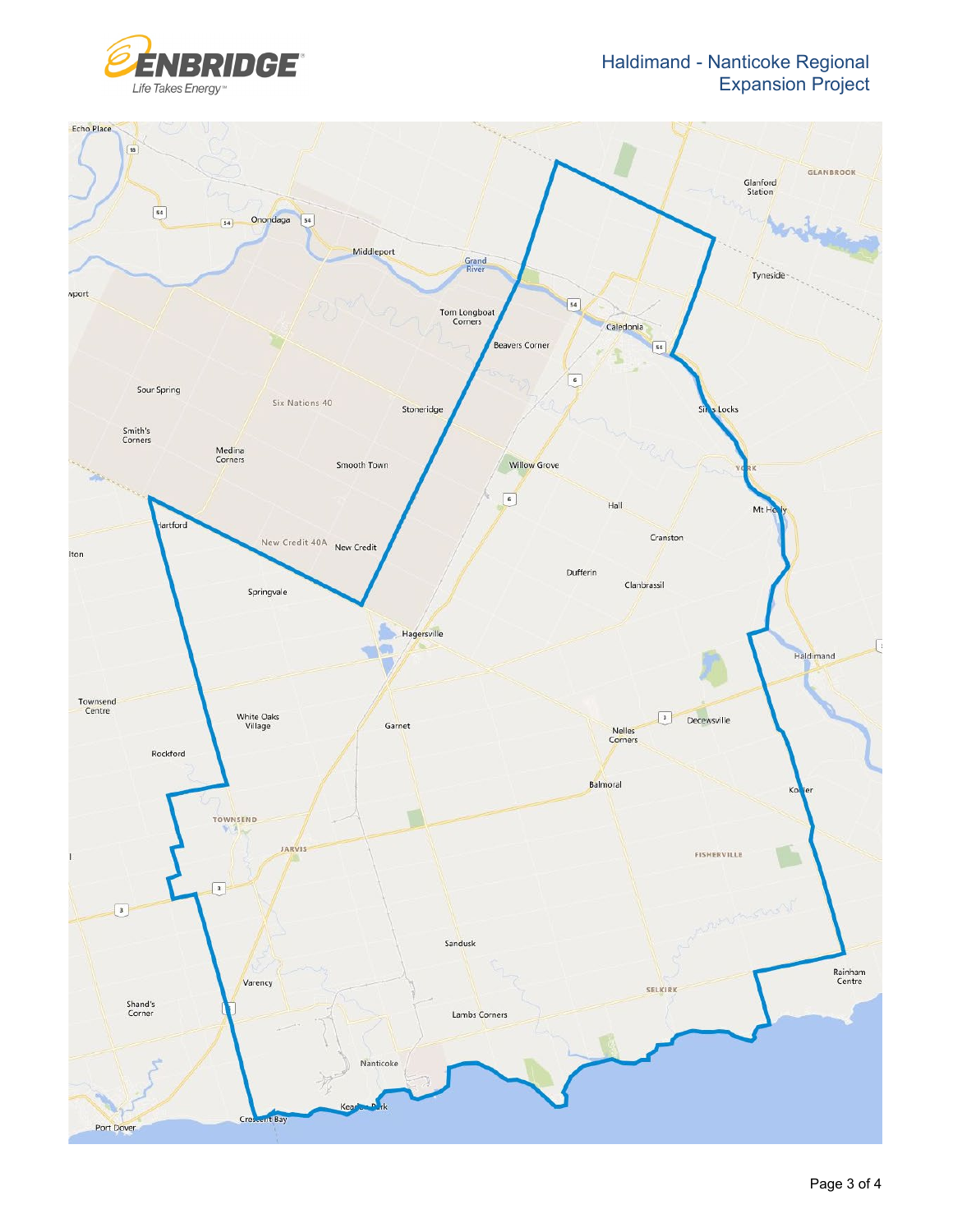# Haldimand - Nanticoke Regional Expansion Project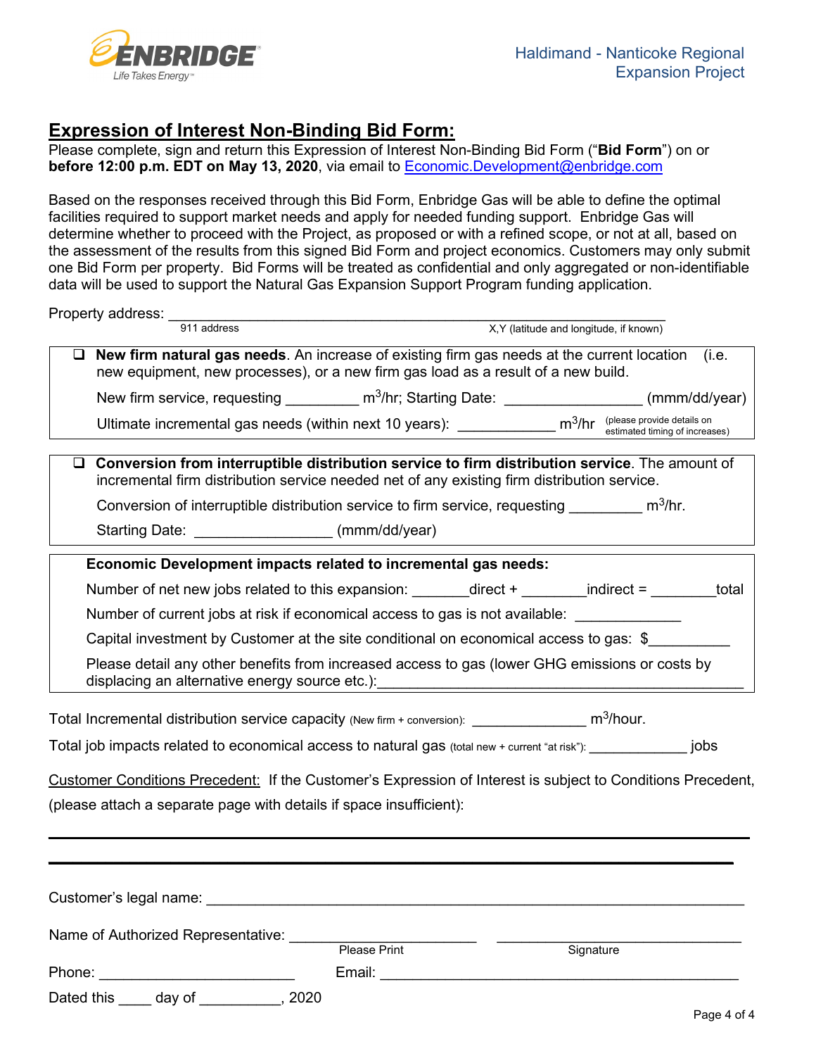Enbridge — Life Takes Energy

Haldimand - Nanticoke Regional Expansion Project

## Expression of Interest Non-Binding Bid Form:

Please complete, sign and return this Expression of Interest Non-Binding Bid Form (“**Bid Form**”) on or **before 12:00 p.m. EDT on May 13, 2020**, via email to Economic.Development@enbridge.com

Based on the responses received through this Bid Form, Enbridge Gas will be able to define the optimal facilities required to support market needs and apply for needed funding support. Enbridge Gas will determine whether to proceed with the Project, as proposed or with a refined scope, or not at all, based on the assessment of the results from this signed Bid Form and project economics. Customers may only submit one Bid Form per property. Bid Forms will be treated as confidential and only aggregated or non-identifiable data will be used to support the Natural Gas Expansion Support Program funding application.

Property address: ____________________________________________________________
911 address X,Y (latitude and longitude, if known)

---

☐ **New firm natural gas needs**. An increase of existing firm gas needs at the current location (i.e. new equipment, new processes), or a new firm gas load as a result of a new build.

New firm service, requesting _________ $m^3$/hr; Starting Date: ________________ (mmm/dd/year)

Ultimate incremental gas needs (within next 10 years): ____________ $m^3$/hr (please provide details on estimated timing of increases)

---

☐ **Conversion from interruptible distribution service to firm distribution service**. The amount of incremental firm distribution service needed net of any existing firm distribution service.

Conversion of interruptible distribution service to firm service, requesting _________ $m^3$/hr.

Starting Date: ________________ (mmm/dd/year)

---

**Economic Development impacts related to incremental gas needs:**

Number of net new jobs related to this expansion: _______direct + ________indirect = ________total

Number of current jobs at risk if economical access to gas is not available: _____________

Capital investment by Customer at the site conditional on economical access to gas: $__________

Please detail any other benefits from increased access to gas (lower GHG emissions or costs by displacing an alternative energy source etc.):____________________________________________

---

Total Incremental distribution service capacity (New firm + conversion): ______________ $m^3$/hour.

Total job impacts related to economical access to natural gas (total new + current “at risk”): ____________ jobs

Customer Conditions Precedent: If the Customer’s Expression of Interest is subject to Conditions Precedent, (please attach a separate page with details if space insufficient):

______________________________________________________________________________

______________________________________________________________________________

Customer’s legal name: ____________________________________________________________

Name of Authorized Representative: _____________________ _____________________________
Please Print Signature

Phone: _______________________ Email: ___________________________________________

Dated this ____ day of __________, 2020